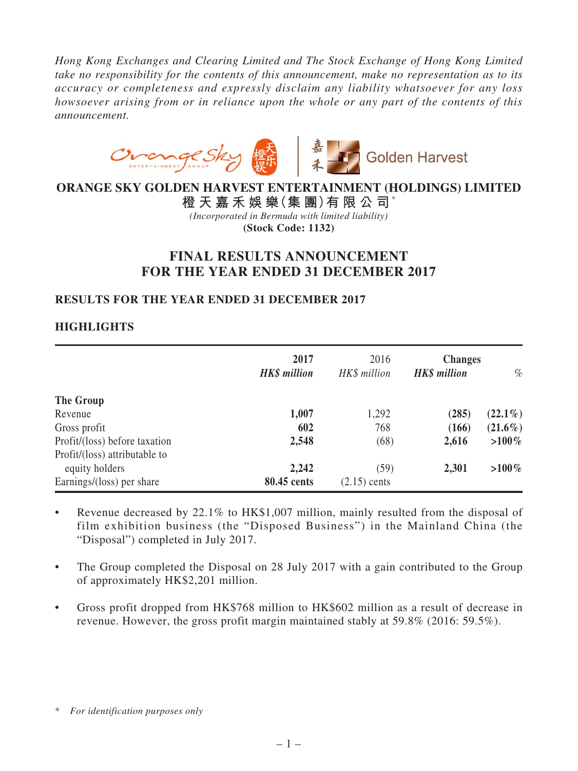*Hong Kong Exchanges and Clearing Limited and The Stock Exchange of Hong Kong Limited take no responsibility for the contents of this announcement, make no representation as to its accuracy or completeness and expressly disclaim any liability whatsoever for any loss howsoever arising from or in reliance upon the whole or any part of the contents of this announcement.*

**ORANGE SKY GOLDEN HARVEST ENTERTAINMENT (HOLDINGS) LIMITED**
**橙天嘉禾娛樂(集團)有限公司***
*(Incorporated in Bermuda with limited liability)*
**(Stock Code: 1132)**

# FINAL RESULTS ANNOUNCEMENT FOR THE YEAR ENDED 31 DECEMBER 2017

## RESULTS FOR THE YEAR ENDED 31 DECEMBER 2017

## HIGHLIGHTS

| | **2017** *HK$ million* | 2016 *HK$ million* | **Changes** *HK$ million* | % |
|---|---|---|---|---|
| **The Group** | | | | |
| Revenue | **1,007** | 1,292 | **(285)** | **(22.1%)** |
| Gross profit | **602** | 768 | **(166)** | **(21.6%)** |
| Profit/(loss) before taxation | **2,548** | (68) | **2,616** | **>100%** |
| Profit/(loss) attributable to equity holders | **2,242** | (59) | **2,301** | **>100%** |
| Earnings/(loss) per share | **80.45 cents** | (2.15) cents | | |

- Revenue decreased by 22.1% to HK$1,007 million, mainly resulted from the disposal of film exhibition business (the "Disposed Business") in the Mainland China (the "Disposal") completed in July 2017.

- The Group completed the Disposal on 28 July 2017 with a gain contributed to the Group of approximately HK$2,201 million.

- Gross profit dropped from HK$768 million to HK$602 million as a result of decrease in revenue. However, the gross profit margin maintained stably at 59.8% (2016: 59.5%).

\* *For identification purposes only*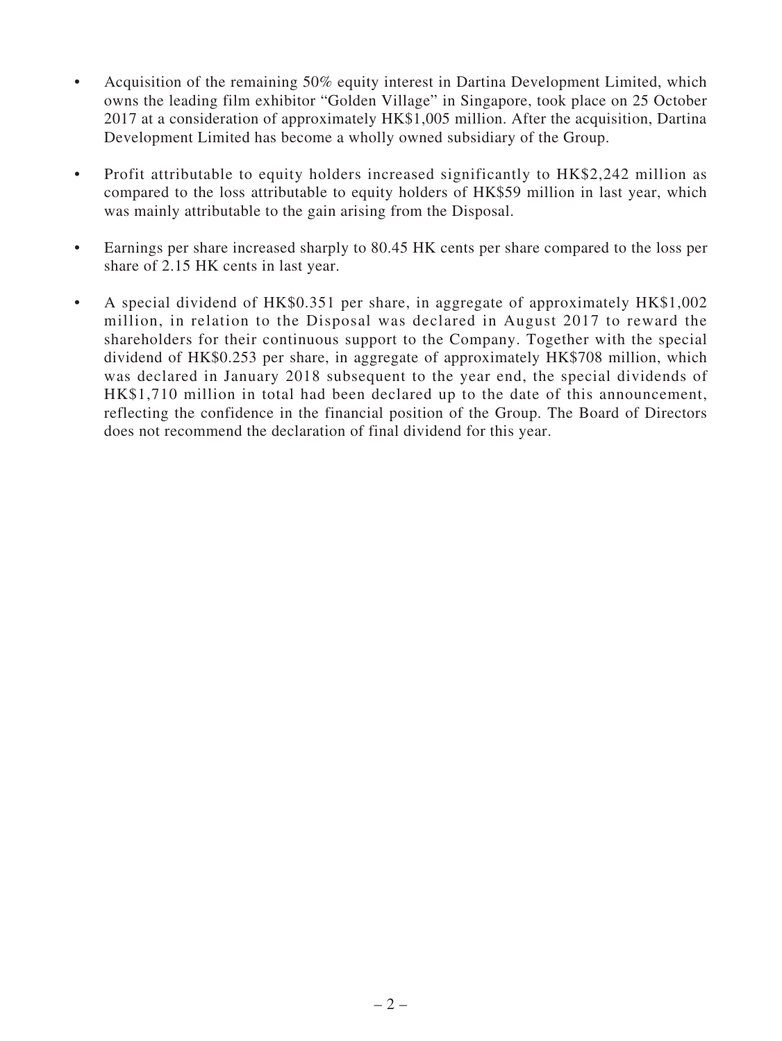- Acquisition of the remaining 50% equity interest in Dartina Development Limited, which owns the leading film exhibitor "Golden Village" in Singapore, took place on 25 October 2017 at a consideration of approximately HK$1,005 million. After the acquisition, Dartina Development Limited has become a wholly owned subsidiary of the Group.

- Profit attributable to equity holders increased significantly to HK$2,242 million as compared to the loss attributable to equity holders of HK$59 million in last year, which was mainly attributable to the gain arising from the Disposal.

- Earnings per share increased sharply to 80.45 HK cents per share compared to the loss per share of 2.15 HK cents in last year.

- A special dividend of HK$0.351 per share, in aggregate of approximately HK$1,002 million, in relation to the Disposal was declared in August 2017 to reward the shareholders for their continuous support to the Company. Together with the special dividend of HK$0.253 per share, in aggregate of approximately HK$708 million, which was declared in January 2018 subsequent to the year end, the special dividends of HK$1,710 million in total had been declared up to the date of this announcement, reflecting the confidence in the financial position of the Group. The Board of Directors does not recommend the declaration of final dividend for this year.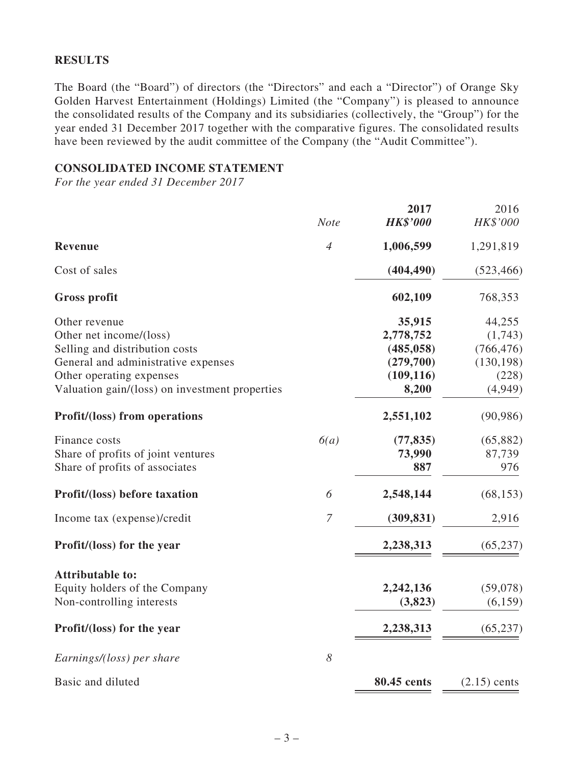## RESULTS

The Board (the "Board") of directors (the "Directors" and each a "Director") of Orange Sky Golden Harvest Entertainment (Holdings) Limited (the "Company") is pleased to announce the consolidated results of the Company and its subsidiaries (collectively, the "Group") for the year ended 31 December 2017 together with the comparative figures. The consolidated results have been reviewed by the audit committee of the Company (the "Audit Committee").

## CONSOLIDATED INCOME STATEMENT

*For the year ended 31 December 2017*

| | *Note* | **2017** ***HK$'000*** | 2016 *HK$'000* |
|---|---|---|---|
| **Revenue** | *4* | **1,006,599** | 1,291,819 |
| Cost of sales | | **(404,490)** | (523,466) |
| **Gross profit** | | **602,109** | 768,353 |
| Other revenue | | **35,915** | 44,255 |
| Other net income/(loss) | | **2,778,752** | (1,743) |
| Selling and distribution costs | | **(485,058)** | (766,476) |
| General and administrative expenses | | **(279,700)** | (130,198) |
| Other operating expenses | | **(109,116)** | (228) |
| Valuation gain/(loss) on investment properties | | **8,200** | (4,949) |
| **Profit/(loss) from operations** | | **2,551,102** | (90,986) |
| Finance costs | *6(a)* | **(77,835)** | (65,882) |
| Share of profits of joint ventures | | **73,990** | 87,739 |
| Share of profits of associates | | **887** | 976 |
| **Profit/(loss) before taxation** | *6* | **2,548,144** | (68,153) |
| Income tax (expense)/credit | *7* | **(309,831)** | 2,916 |
| **Profit/(loss) for the year** | | **2,238,313** | (65,237) |
| **Attributable to:** | | | |
| Equity holders of the Company | | **2,242,136** | (59,078) |
| Non-controlling interests | | **(3,823)** | (6,159) |
| **Profit/(loss) for the year** | | **2,238,313** | (65,237) |
| *Earnings/(loss) per share* | *8* | | |
| Basic and diluted | | **80.45 cents** | (2.15) cents |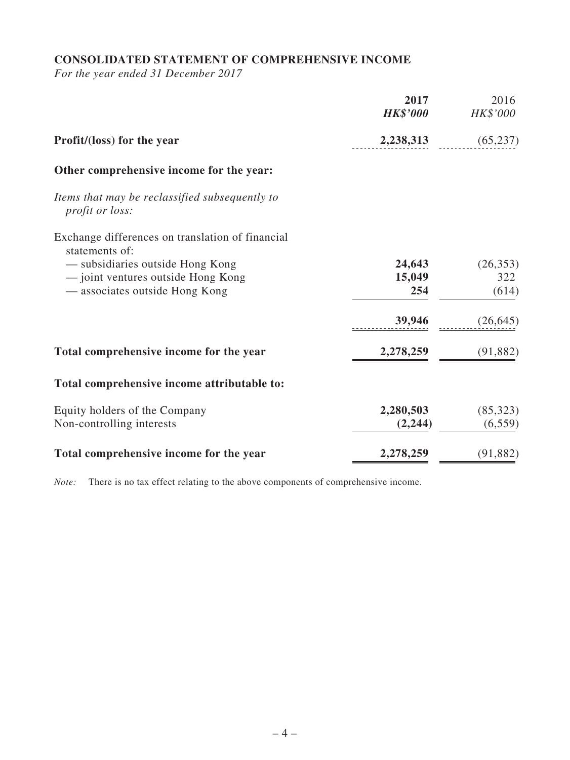## CONSOLIDATED STATEMENT OF COMPREHENSIVE INCOME

*For the year ended 31 December 2017*

| | **2017** | 2016 |
|---|---|---|
| | ***HK$'000*** | *HK$'000* |
| **Profit/(loss) for the year** | **2,238,313** | (65,237) |
| **Other comprehensive income for the year:** | | |
| *Items that may be reclassified subsequently to profit or loss:* | | |
| Exchange differences on translation of financial statements of: | | |
| — subsidiaries outside Hong Kong | **24,643** | (26,353) |
| — joint ventures outside Hong Kong | **15,049** | 322 |
| — associates outside Hong Kong | **254** | (614) |
| | **39,946** | (26,645) |
| **Total comprehensive income for the year** | **2,278,259** | (91,882) |
| **Total comprehensive income attributable to:** | | |
| Equity holders of the Company | **2,280,503** | (85,323) |
| Non-controlling interests | **(2,244)** | (6,559) |
| **Total comprehensive income for the year** | **2,278,259** | (91,882) |

*Note:* There is no tax effect relating to the above components of comprehensive income.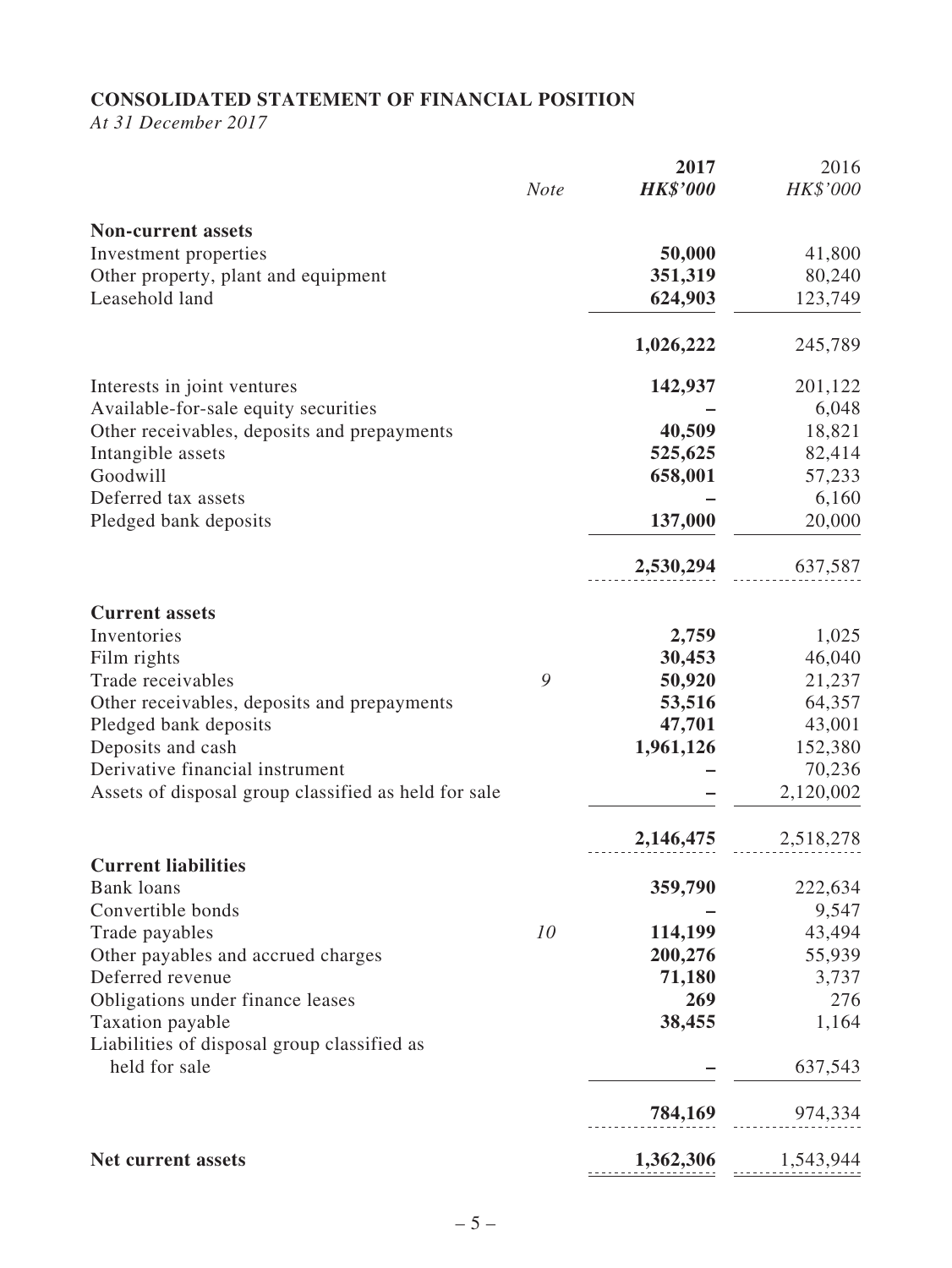## CONSOLIDATED STATEMENT OF FINANCIAL POSITION

*At 31 December 2017*

| | *Note* | **2017** | 2016 |
|---|---|---|---|
| | | ***HK$'000*** | *HK$'000* |
| **Non-current assets** | | | |
| Investment properties | | **50,000** | 41,800 |
| Other property, plant and equipment | | **351,319** | 80,240 |
| Leasehold land | | **624,903** | 123,749 |
| | | **1,026,222** | 245,789 |
| Interests in joint ventures | | **142,937** | 201,122 |
| Available-for-sale equity securities | | **–** | 6,048 |
| Other receivables, deposits and prepayments | | **40,509** | 18,821 |
| Intangible assets | | **525,625** | 82,414 |
| Goodwill | | **658,001** | 57,233 |
| Deferred tax assets | | **–** | 6,160 |
| Pledged bank deposits | | **137,000** | 20,000 |
| | | **2,530,294** | 637,587 |
| **Current assets** | | | |
| Inventories | | **2,759** | 1,025 |
| Film rights | | **30,453** | 46,040 |
| Trade receivables | *9* | **50,920** | 21,237 |
| Other receivables, deposits and prepayments | | **53,516** | 64,357 |
| Pledged bank deposits | | **47,701** | 43,001 |
| Deposits and cash | | **1,961,126** | 152,380 |
| Derivative financial instrument | | **–** | 70,236 |
| Assets of disposal group classified as held for sale | | **–** | 2,120,002 |
| | | **2,146,475** | 2,518,278 |
| **Current liabilities** | | | |
| Bank loans | | **359,790** | 222,634 |
| Convertible bonds | | **–** | 9,547 |
| Trade payables | *10* | **114,199** | 43,494 |
| Other payables and accrued charges | | **200,276** | 55,939 |
| Deferred revenue | | **71,180** | 3,737 |
| Obligations under finance leases | | **269** | 276 |
| Taxation payable | | **38,455** | 1,164 |
| Liabilities of disposal group classified as held for sale | | **–** | 637,543 |
| | | **784,169** | 974,334 |
| **Net current assets** | | **1,362,306** | 1,543,944 |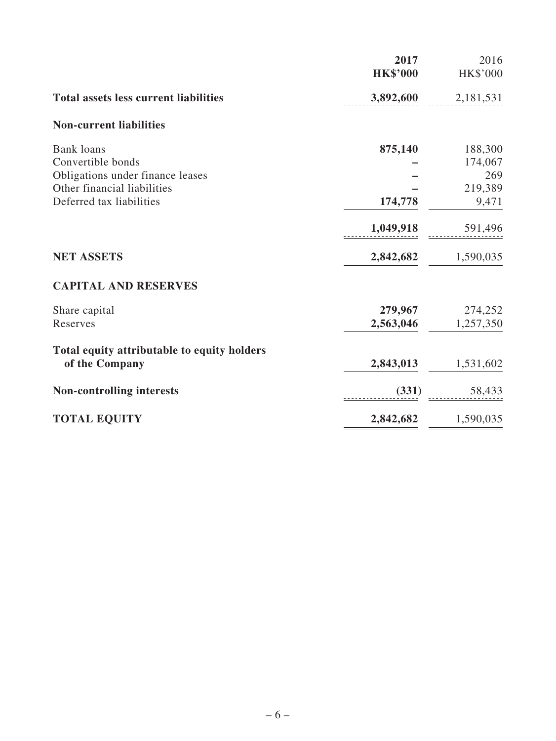| | 2017 | 2016 |
|---|---|---|
| | HK$'000 | HK$'000 |
| **Total assets less current liabilities** | **3,892,600** | 2,181,531 |
| **Non-current liabilities** | | |
| Bank loans | **875,140** | 188,300 |
| Convertible bonds | **–** | 174,067 |
| Obligations under finance leases | **–** | 269 |
| Other financial liabilities | **–** | 219,389 |
| Deferred tax liabilities | **174,778** | 9,471 |
| | **1,049,918** | 591,496 |
| **NET ASSETS** | **2,842,682** | 1,590,035 |
| **CAPITAL AND RESERVES** | | |
| Share capital | **279,967** | 274,252 |
| Reserves | **2,563,046** | 1,257,350 |
| **Total equity attributable to equity holders of the Company** | **2,843,013** | 1,531,602 |
| **Non-controlling interests** | **(331)** | 58,433 |
| **TOTAL EQUITY** | **2,842,682** | 1,590,035 |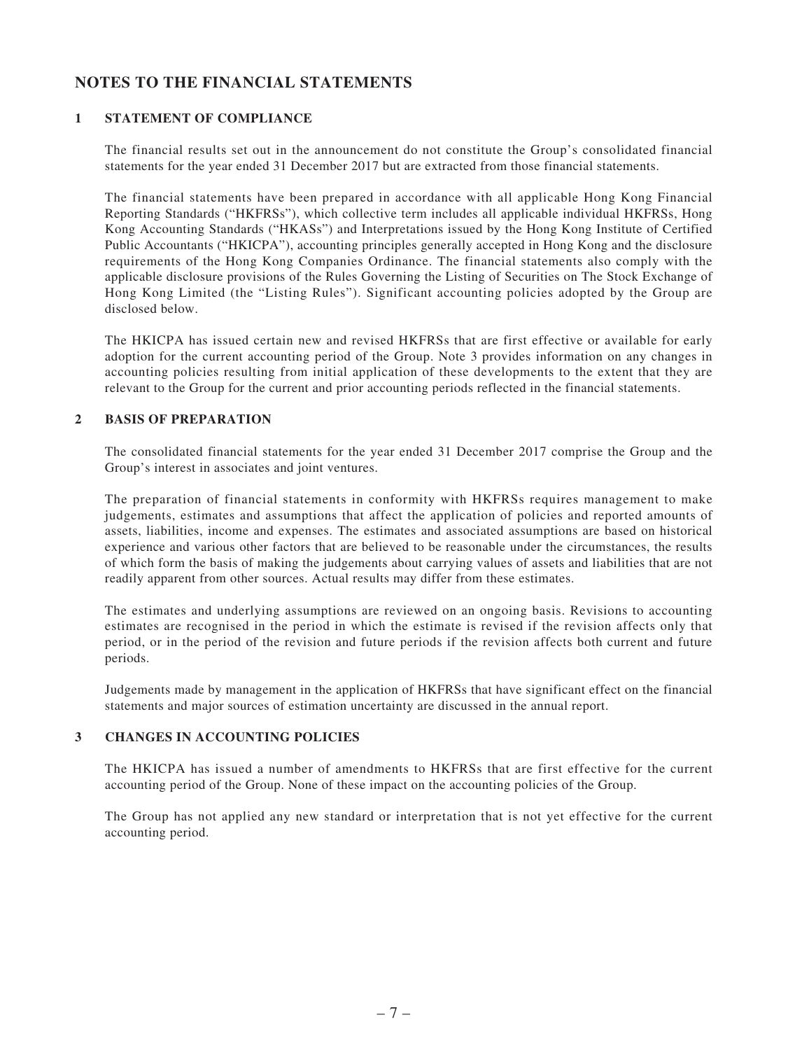# NOTES TO THE FINANCIAL STATEMENTS

## 1 STATEMENT OF COMPLIANCE

The financial results set out in the announcement do not constitute the Group's consolidated financial statements for the year ended 31 December 2017 but are extracted from those financial statements.

The financial statements have been prepared in accordance with all applicable Hong Kong Financial Reporting Standards ("HKFRSs"), which collective term includes all applicable individual HKFRSs, Hong Kong Accounting Standards ("HKASs") and Interpretations issued by the Hong Kong Institute of Certified Public Accountants ("HKICPA"), accounting principles generally accepted in Hong Kong and the disclosure requirements of the Hong Kong Companies Ordinance. The financial statements also comply with the applicable disclosure provisions of the Rules Governing the Listing of Securities on The Stock Exchange of Hong Kong Limited (the "Listing Rules"). Significant accounting policies adopted by the Group are disclosed below.

The HKICPA has issued certain new and revised HKFRSs that are first effective or available for early adoption for the current accounting period of the Group. Note 3 provides information on any changes in accounting policies resulting from initial application of these developments to the extent that they are relevant to the Group for the current and prior accounting periods reflected in the financial statements.

## 2 BASIS OF PREPARATION

The consolidated financial statements for the year ended 31 December 2017 comprise the Group and the Group's interest in associates and joint ventures.

The preparation of financial statements in conformity with HKFRSs requires management to make judgements, estimates and assumptions that affect the application of policies and reported amounts of assets, liabilities, income and expenses. The estimates and associated assumptions are based on historical experience and various other factors that are believed to be reasonable under the circumstances, the results of which form the basis of making the judgements about carrying values of assets and liabilities that are not readily apparent from other sources. Actual results may differ from these estimates.

The estimates and underlying assumptions are reviewed on an ongoing basis. Revisions to accounting estimates are recognised in the period in which the estimate is revised if the revision affects only that period, or in the period of the revision and future periods if the revision affects both current and future periods.

Judgements made by management in the application of HKFRSs that have significant effect on the financial statements and major sources of estimation uncertainty are discussed in the annual report.

## 3 CHANGES IN ACCOUNTING POLICIES

The HKICPA has issued a number of amendments to HKFRSs that are first effective for the current accounting period of the Group. None of these impact on the accounting policies of the Group.

The Group has not applied any new standard or interpretation that is not yet effective for the current accounting period.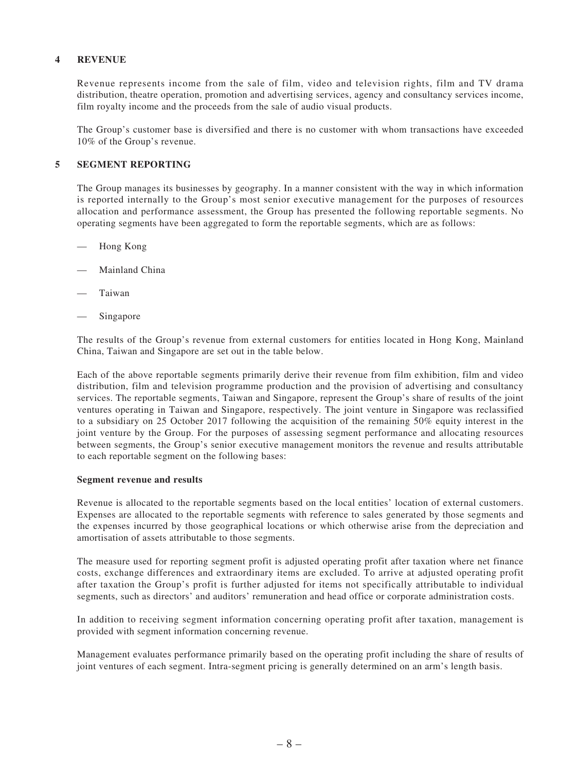## 4 REVENUE

Revenue represents income from the sale of film, video and television rights, film and TV drama distribution, theatre operation, promotion and advertising services, agency and consultancy services income, film royalty income and the proceeds from the sale of audio visual products.

The Group's customer base is diversified and there is no customer with whom transactions have exceeded 10% of the Group's revenue.

## 5 SEGMENT REPORTING

The Group manages its businesses by geography. In a manner consistent with the way in which information is reported internally to the Group's most senior executive management for the purposes of resources allocation and performance assessment, the Group has presented the following reportable segments. No operating segments have been aggregated to form the reportable segments, which are as follows:

— Hong Kong

— Mainland China

— Taiwan

— Singapore

The results of the Group's revenue from external customers for entities located in Hong Kong, Mainland China, Taiwan and Singapore are set out in the table below.

Each of the above reportable segments primarily derive their revenue from film exhibition, film and video distribution, film and television programme production and the provision of advertising and consultancy services. The reportable segments, Taiwan and Singapore, represent the Group's share of results of the joint ventures operating in Taiwan and Singapore, respectively. The joint venture in Singapore was reclassified to a subsidiary on 25 October 2017 following the acquisition of the remaining 50% equity interest in the joint venture by the Group. For the purposes of assessing segment performance and allocating resources between segments, the Group's senior executive management monitors the revenue and results attributable to each reportable segment on the following bases:

**Segment revenue and results**

Revenue is allocated to the reportable segments based on the local entities' location of external customers. Expenses are allocated to the reportable segments with reference to sales generated by those segments and the expenses incurred by those geographical locations or which otherwise arise from the depreciation and amortisation of assets attributable to those segments.

The measure used for reporting segment profit is adjusted operating profit after taxation where net finance costs, exchange differences and extraordinary items are excluded. To arrive at adjusted operating profit after taxation the Group's profit is further adjusted for items not specifically attributable to individual segments, such as directors' and auditors' remuneration and head office or corporate administration costs.

In addition to receiving segment information concerning operating profit after taxation, management is provided with segment information concerning revenue.

Management evaluates performance primarily based on the operating profit including the share of results of joint ventures of each segment. Intra-segment pricing is generally determined on an arm's length basis.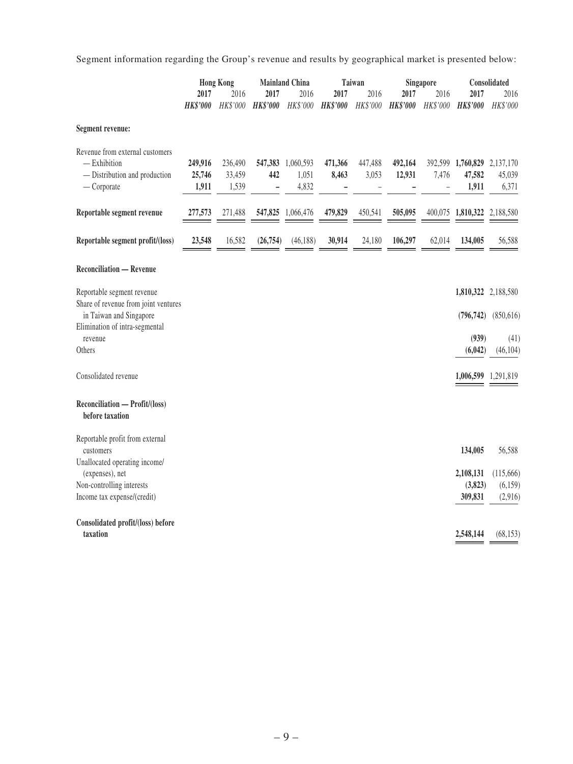Segment information regarding the Group's revenue and results by geographical market is presented below:

| | Hong Kong | | Mainland China | | Taiwan | | Singapore | | Consolidated | |
|---|---|---|---|---|---|---|---|---|---|---|
| | **2017** | 2016 | **2017** | 2016 | **2017** | 2016 | **2017** | 2016 | **2017** | 2016 |
| | ***HK$'000*** | *HK$'000* | ***HK$'000*** | *HK$'000* | ***HK$'000*** | *HK$'000* | ***HK$'000*** | *HK$'000* | ***HK$'000*** | *HK$'000* |
| **Segment revenue:** | | | | | | | | | | |
| Revenue from external customers | | | | | | | | | | |
| — Exhibition | **249,916** | 236,490 | **547,383** | 1,060,593 | **471,366** | 447,488 | **492,164** | 392,599 | **1,760,829** | 2,137,170 |
| — Distribution and production | **25,746** | 33,459 | **442** | 1,051 | **8,463** | 3,053 | **12,931** | 7,476 | **47,582** | 45,039 |
| — Corporate | **1,911** | 1,539 | **–** | 4,832 | **–** | – | **–** | – | **1,911** | 6,371 |
| **Reportable segment revenue** | **277,573** | 271,488 | **547,825** | 1,066,476 | **479,829** | 450,541 | **505,095** | 400,075 | **1,810,322** | 2,188,580 |
| **Reportable segment profit/(loss)** | **23,548** | 16,582 | **(26,754)** | (46,188) | **30,914** | 24,180 | **106,297** | 62,014 | **134,005** | 56,588 |
| **Reconciliation — Revenue** | | | | | | | | | | |
| Reportable segment revenue | | | | | | | | | **1,810,322** | 2,188,580 |
| Share of revenue from joint ventures in Taiwan and Singapore | | | | | | | | | **(796,742)** | (850,616) |
| Elimination of intra-segmental revenue | | | | | | | | | **(939)** | (41) |
| Others | | | | | | | | | **(6,042)** | (46,104) |
| Consolidated revenue | | | | | | | | | **1,006,599** | 1,291,819 |
| **Reconciliation — Profit/(loss) before taxation** | | | | | | | | | | |
| Reportable profit from external customers | | | | | | | | | **134,005** | 56,588 |
| Unallocated operating income/(expenses), net | | | | | | | | | **2,108,131** | (115,666) |
| Non-controlling interests | | | | | | | | | **(3,823)** | (6,159) |
| Income tax expense/(credit) | | | | | | | | | **309,831** | (2,916) |
| **Consolidated profit/(loss) before taxation** | | | | | | | | | **2,548,144** | (68,153) |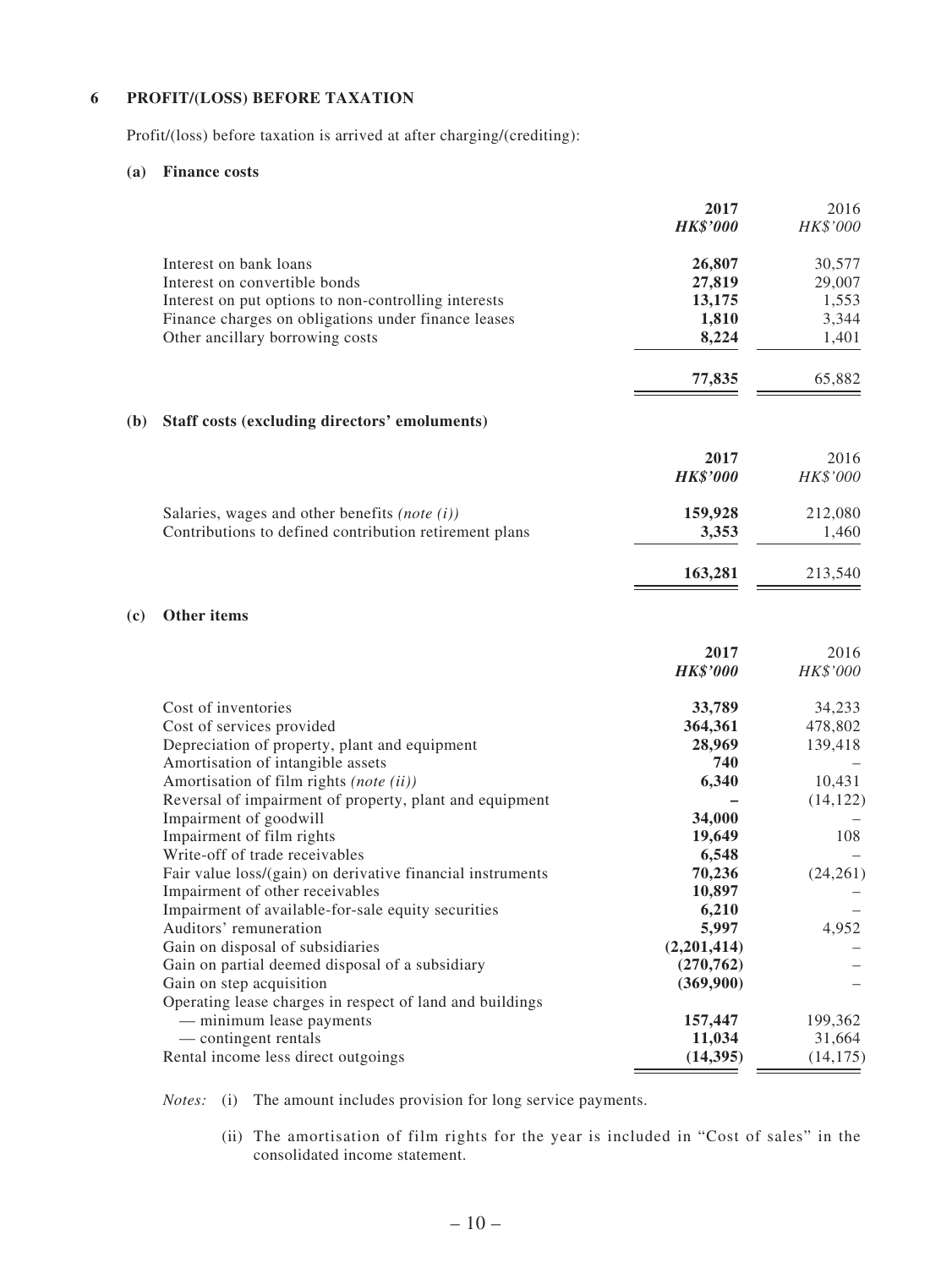## 6 PROFIT/(LOSS) BEFORE TAXATION

Profit/(loss) before taxation is arrived at after charging/(crediting):

### (a) Finance costs

| | **2017** | 2016 |
|---|---|---|
| | ***HK$'000*** | *HK$'000* |
| Interest on bank loans | **26,807** | 30,577 |
| Interest on convertible bonds | **27,819** | 29,007 |
| Interest on put options to non-controlling interests | **13,175** | 1,553 |
| Finance charges on obligations under finance leases | **1,810** | 3,344 |
| Other ancillary borrowing costs | **8,224** | 1,401 |
| | **77,835** | 65,882 |

### (b) Staff costs (excluding directors' emoluments)

| | **2017** | 2016 |
|---|---|---|
| | ***HK$'000*** | *HK$'000* |
| Salaries, wages and other benefits *(note (i))* | **159,928** | 212,080 |
| Contributions to defined contribution retirement plans | **3,353** | 1,460 |
| | **163,281** | 213,540 |

### (c) Other items

| | **2017** | 2016 |
|---|---|---|
| | ***HK$'000*** | *HK$'000* |
| Cost of inventories | **33,789** | 34,233 |
| Cost of services provided | **364,361** | 478,802 |
| Depreciation of property, plant and equipment | **28,969** | 139,418 |
| Amortisation of intangible assets | **740** | – |
| Amortisation of film rights *(note (ii))* | **6,340** | 10,431 |
| Reversal of impairment of property, plant and equipment | **–** | (14,122) |
| Impairment of goodwill | **34,000** | – |
| Impairment of film rights | **19,649** | 108 |
| Write-off of trade receivables | **6,548** | – |
| Fair value loss/(gain) on derivative financial instruments | **70,236** | (24,261) |
| Impairment of other receivables | **10,897** | – |
| Impairment of available-for-sale equity securities | **6,210** | – |
| Auditors' remuneration | **5,997** | 4,952 |
| Gain on disposal of subsidiaries | **(2,201,414)** | – |
| Gain on partial deemed disposal of a subsidiary | **(270,762)** | – |
| Gain on step acquisition | **(369,900)** | – |
| Operating lease charges in respect of land and buildings | | |
| — minimum lease payments | **157,447** | 199,362 |
| — contingent rentals | **11,034** | 31,664 |
| Rental income less direct outgoings | **(14,395)** | (14,175) |

*Notes:* (i) The amount includes provision for long service payments.

(ii) The amortisation of film rights for the year is included in "Cost of sales" in the consolidated income statement.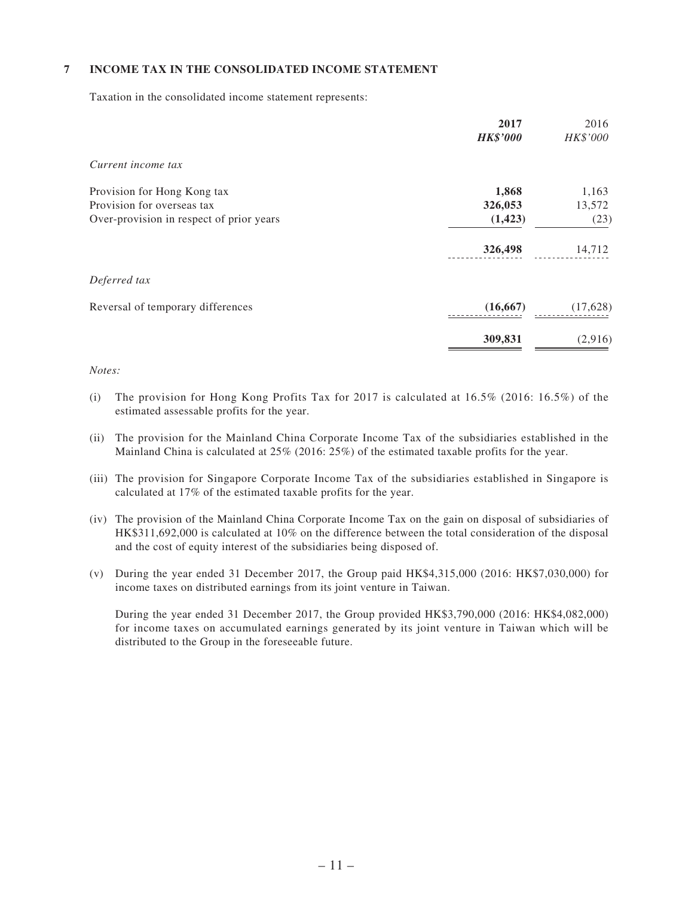## 7 INCOME TAX IN THE CONSOLIDATED INCOME STATEMENT

Taxation in the consolidated income statement represents:

| | **2017** | 2016 |
|---|---|---|
| | ***HK$'000*** | *HK$'000* |
| *Current income tax* | | |
| Provision for Hong Kong tax | **1,868** | 1,163 |
| Provision for overseas tax | **326,053** | 13,572 |
| Over-provision in respect of prior years | **(1,423)** | (23) |
| | **326,498** | 14,712 |
| *Deferred tax* | | |
| Reversal of temporary differences | **(16,667)** | (17,628) |
| | **309,831** | (2,916) |

*Notes:*

(i) The provision for Hong Kong Profits Tax for 2017 is calculated at 16.5% (2016: 16.5%) of the estimated assessable profits for the year.

(ii) The provision for the Mainland China Corporate Income Tax of the subsidiaries established in the Mainland China is calculated at 25% (2016: 25%) of the estimated taxable profits for the year.

(iii) The provision for Singapore Corporate Income Tax of the subsidiaries established in Singapore is calculated at 17% of the estimated taxable profits for the year.

(iv) The provision of the Mainland China Corporate Income Tax on the gain on disposal of subsidiaries of HK$311,692,000 is calculated at 10% on the difference between the total consideration of the disposal and the cost of equity interest of the subsidiaries being disposed of.

(v) During the year ended 31 December 2017, the Group paid HK$4,315,000 (2016: HK$7,030,000) for income taxes on distributed earnings from its joint venture in Taiwan.

During the year ended 31 December 2017, the Group provided HK$3,790,000 (2016: HK$4,082,000) for income taxes on accumulated earnings generated by its joint venture in Taiwan which will be distributed to the Group in the foreseeable future.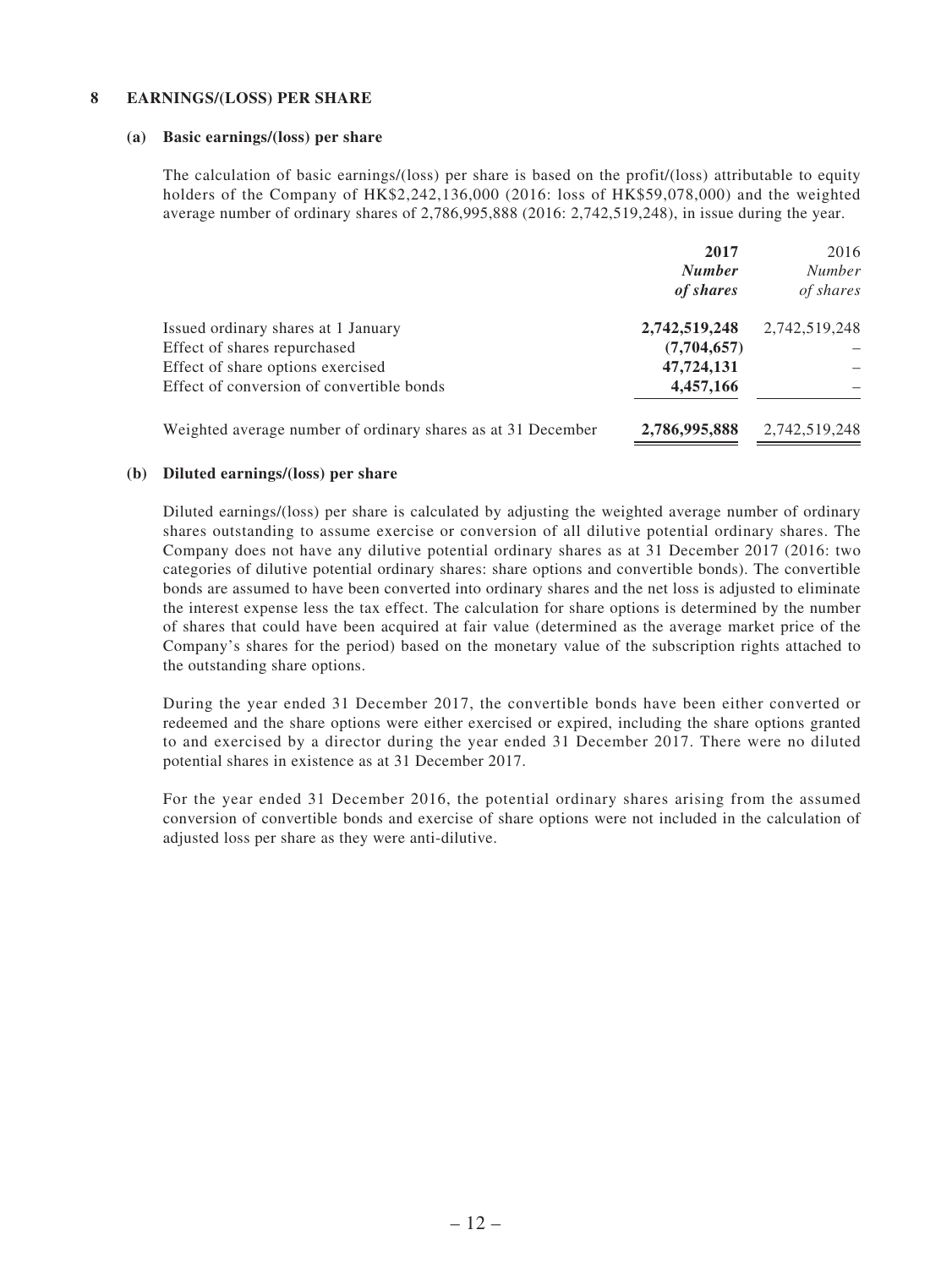## 8 EARNINGS/(LOSS) PER SHARE

### (a) Basic earnings/(loss) per share

The calculation of basic earnings/(loss) per share is based on the profit/(loss) attributable to equity holders of the Company of HK$2,242,136,000 (2016: loss of HK$59,078,000) and the weighted average number of ordinary shares of 2,786,995,888 (2016: 2,742,519,248), in issue during the year.

| | **2017** | 2016 |
|---|---|---|
| | ***Number of shares*** | *Number of shares* |
| Issued ordinary shares at 1 January | **2,742,519,248** | 2,742,519,248 |
| Effect of shares repurchased | **(7,704,657)** | – |
| Effect of share options exercised | **47,724,131** | – |
| Effect of conversion of convertible bonds | **4,457,166** | – |
| Weighted average number of ordinary shares as at 31 December | **2,786,995,888** | 2,742,519,248 |

### (b) Diluted earnings/(loss) per share

Diluted earnings/(loss) per share is calculated by adjusting the weighted average number of ordinary shares outstanding to assume exercise or conversion of all dilutive potential ordinary shares. The Company does not have any dilutive potential ordinary shares as at 31 December 2017 (2016: two categories of dilutive potential ordinary shares: share options and convertible bonds). The convertible bonds are assumed to have been converted into ordinary shares and the net loss is adjusted to eliminate the interest expense less the tax effect. The calculation for share options is determined by the number of shares that could have been acquired at fair value (determined as the average market price of the Company's shares for the period) based on the monetary value of the subscription rights attached to the outstanding share options.

During the year ended 31 December 2017, the convertible bonds have been either converted or redeemed and the share options were either exercised or expired, including the share options granted to and exercised by a director during the year ended 31 December 2017. There were no diluted potential shares in existence as at 31 December 2017.

For the year ended 31 December 2016, the potential ordinary shares arising from the assumed conversion of convertible bonds and exercise of share options were not included in the calculation of adjusted loss per share as they were anti-dilutive.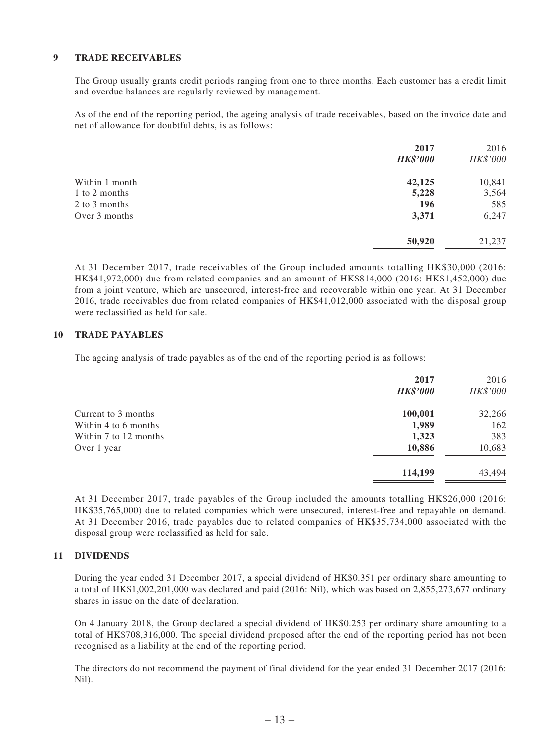## 9 TRADE RECEIVABLES

The Group usually grants credit periods ranging from one to three months. Each customer has a credit limit and overdue balances are regularly reviewed by management.

As of the end of the reporting period, the ageing analysis of trade receivables, based on the invoice date and net of allowance for doubtful debts, is as follows:

| | **2017** | 2016 |
|---|---|---|
| | ***HK$'000*** | *HK$'000* |
| Within 1 month | **42,125** | 10,841 |
| 1 to 2 months | **5,228** | 3,564 |
| 2 to 3 months | **196** | 585 |
| Over 3 months | **3,371** | 6,247 |
| | **50,920** | 21,237 |

At 31 December 2017, trade receivables of the Group included amounts totalling HK$30,000 (2016: HK$41,972,000) due from related companies and an amount of HK$814,000 (2016: HK$1,452,000) due from a joint venture, which are unsecured, interest-free and recoverable within one year. At 31 December 2016, trade receivables due from related companies of HK$41,012,000 associated with the disposal group were reclassified as held for sale.

## 10 TRADE PAYABLES

The ageing analysis of trade payables as of the end of the reporting period is as follows:

| | **2017** | 2016 |
|---|---|---|
| | ***HK$'000*** | *HK$'000* |
| Current to 3 months | **100,001** | 32,266 |
| Within 4 to 6 months | **1,989** | 162 |
| Within 7 to 12 months | **1,323** | 383 |
| Over 1 year | **10,886** | 10,683 |
| | **114,199** | 43,494 |

At 31 December 2017, trade payables of the Group included the amounts totalling HK$26,000 (2016: HK$35,765,000) due to related companies which were unsecured, interest-free and repayable on demand. At 31 December 2016, trade payables due to related companies of HK$35,734,000 associated with the disposal group were reclassified as held for sale.

## 11 DIVIDENDS

During the year ended 31 December 2017, a special dividend of HK$0.351 per ordinary share amounting to a total of HK$1,002,201,000 was declared and paid (2016: Nil), which was based on 2,855,273,677 ordinary shares in issue on the date of declaration.

On 4 January 2018, the Group declared a special dividend of HK$0.253 per ordinary share amounting to a total of HK$708,316,000. The special dividend proposed after the end of the reporting period has not been recognised as a liability at the end of the reporting period.

The directors do not recommend the payment of final dividend for the year ended 31 December 2017 (2016: Nil).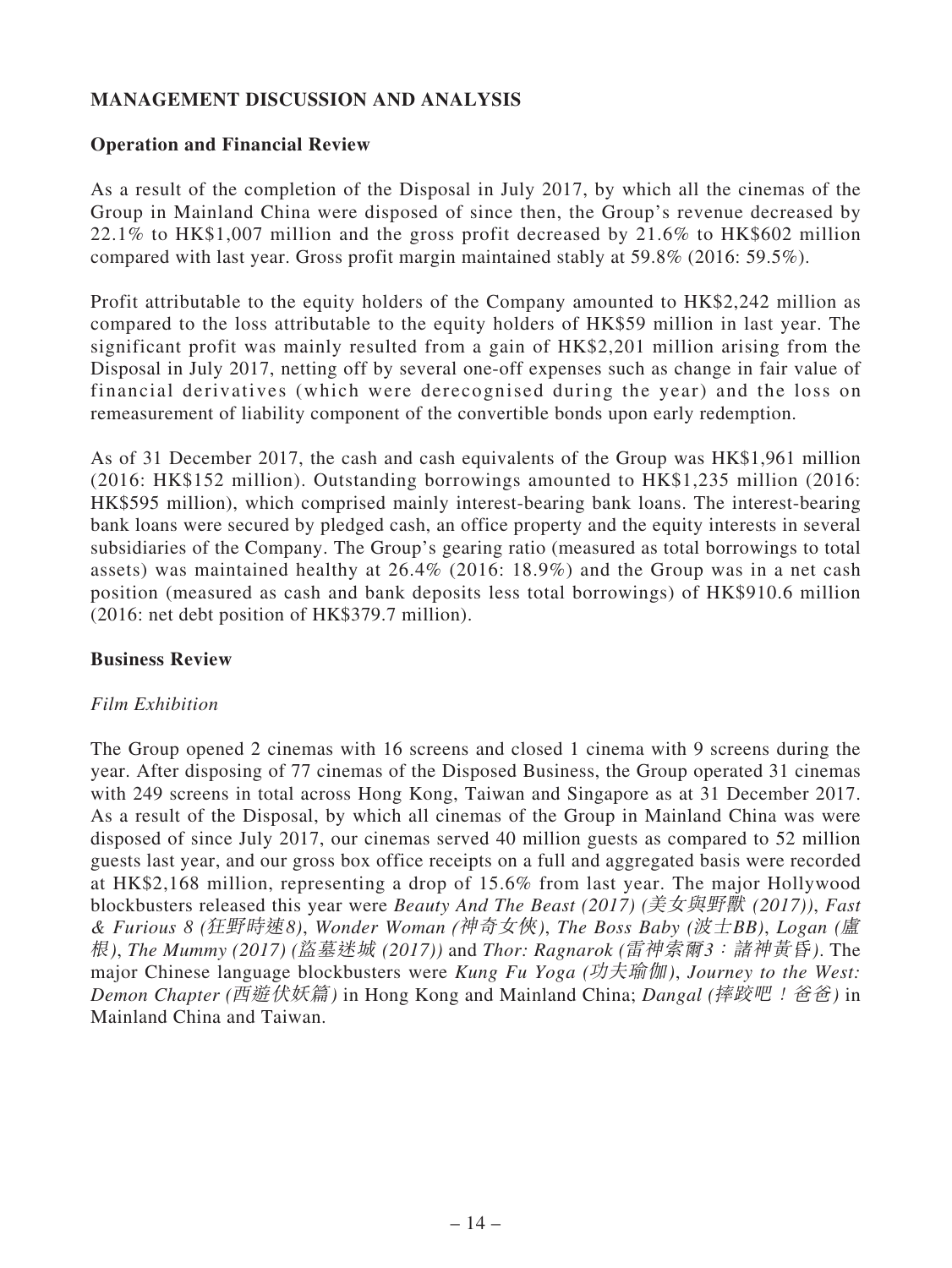## MANAGEMENT DISCUSSION AND ANALYSIS

### Operation and Financial Review

As a result of the completion of the Disposal in July 2017, by which all the cinemas of the Group in Mainland China were disposed of since then, the Group's revenue decreased by 22.1% to HK$1,007 million and the gross profit decreased by 21.6% to HK$602 million compared with last year. Gross profit margin maintained stably at 59.8% (2016: 59.5%).

Profit attributable to the equity holders of the Company amounted to HK$2,242 million as compared to the loss attributable to the equity holders of HK$59 million in last year. The significant profit was mainly resulted from a gain of HK$2,201 million arising from the Disposal in July 2017, netting off by several one-off expenses such as change in fair value of financial derivatives (which were derecognised during the year) and the loss on remeasurement of liability component of the convertible bonds upon early redemption.

As of 31 December 2017, the cash and cash equivalents of the Group was HK$1,961 million (2016: HK$152 million). Outstanding borrowings amounted to HK$1,235 million (2016: HK$595 million), which comprised mainly interest-bearing bank loans. The interest-bearing bank loans were secured by pledged cash, an office property and the equity interests in several subsidiaries of the Company. The Group's gearing ratio (measured as total borrowings to total assets) was maintained healthy at 26.4% (2016: 18.9%) and the Group was in a net cash position (measured as cash and bank deposits less total borrowings) of HK$910.6 million (2016: net debt position of HK$379.7 million).

### Business Review

*Film Exhibition*

The Group opened 2 cinemas with 16 screens and closed 1 cinema with 9 screens during the year. After disposing of 77 cinemas of the Disposed Business, the Group operated 31 cinemas with 249 screens in total across Hong Kong, Taiwan and Singapore as at 31 December 2017. As a result of the Disposal, by which all cinemas of the Group in Mainland China was were disposed of since July 2017, our cinemas served 40 million guests as compared to 52 million guests last year, and our gross box office receipts on a full and aggregated basis were recorded at HK$2,168 million, representing a drop of 15.6% from last year. The major Hollywood blockbusters released this year were *Beauty And The Beast (2017) (美女與野獸 (2017))*, *Fast & Furious 8 (狂野時速8)*, *Wonder Woman (神奇女俠)*, *The Boss Baby (波士BB)*, *Logan (盧根)*, *The Mummy (2017) (盜墓迷城 (2017))* and *Thor: Ragnarok (雷神索爾3：諸神黃昏)*. The major Chinese language blockbusters were *Kung Fu Yoga (功夫瑜伽)*, *Journey to the West: Demon Chapter (西遊伏妖篇)* in Hong Kong and Mainland China; *Dangal (摔跤吧！爸爸)* in Mainland China and Taiwan.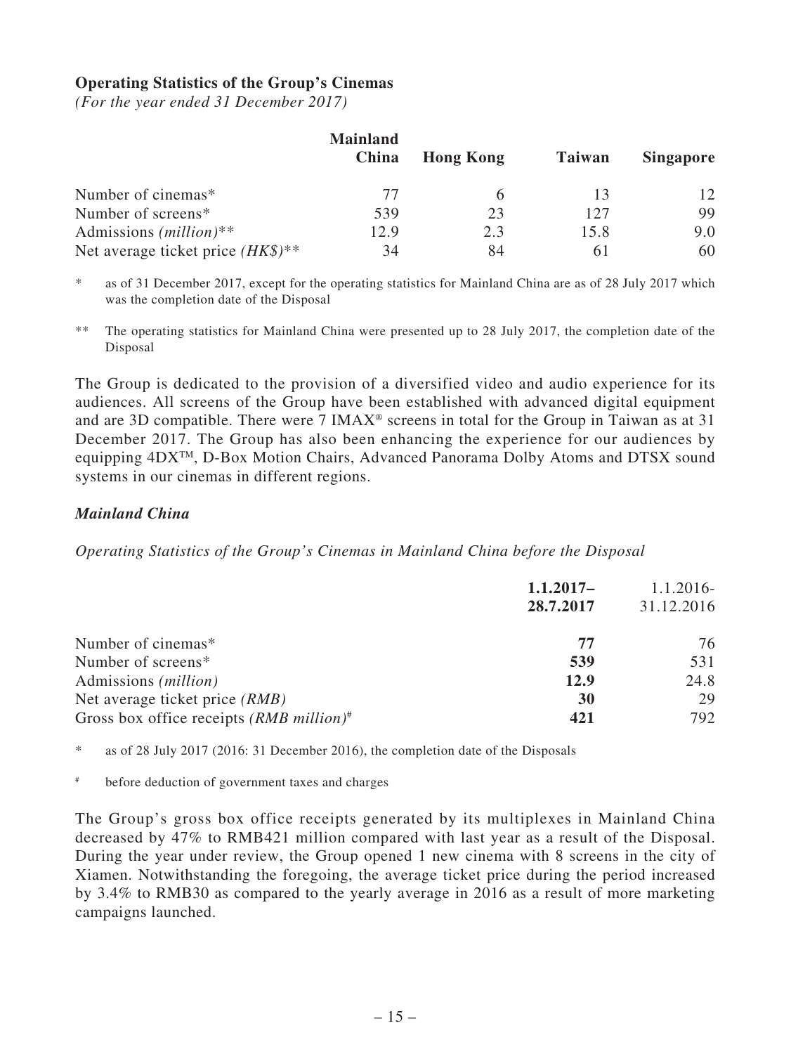**Operating Statistics of the Group's Cinemas**

*(For the year ended 31 December 2017)*

| | Mainland China | Hong Kong | Taiwan | Singapore |
|---|---|---|---|---|
| Number of cinemas* | 77 | 6 | 13 | 12 |
| Number of screens* | 539 | 23 | 127 | 99 |
| Admissions *(million)*** | 12.9 | 2.3 | 15.8 | 9.0 |
| Net average ticket price *(HK$)*** | 34 | 84 | 61 | 60 |

\* as of 31 December 2017, except for the operating statistics for Mainland China are as of 28 July 2017 which was the completion date of the Disposal

\*\* The operating statistics for Mainland China were presented up to 28 July 2017, the completion date of the Disposal

The Group is dedicated to the provision of a diversified video and audio experience for its audiences. All screens of the Group have been established with advanced digital equipment and are 3D compatible. There were 7 IMAX® screens in total for the Group in Taiwan as at 31 December 2017. The Group has also been enhancing the experience for our audiences by equipping 4DX™, D-Box Motion Chairs, Advanced Panorama Dolby Atoms and DTSX sound systems in our cinemas in different regions.

***Mainland China***

*Operating Statistics of the Group's Cinemas in Mainland China before the Disposal*

| | **1.1.2017– 28.7.2017** | 1.1.2016- 31.12.2016 |
|---|---|---|
| Number of cinemas* | **77** | 76 |
| Number of screens* | **539** | 531 |
| Admissions *(million)* | **12.9** | 24.8 |
| Net average ticket price *(RMB)* | **30** | 29 |
| Gross box office receipts *(RMB million)*# | **421** | 792 |

\* as of 28 July 2017 (2016: 31 December 2016), the completion date of the Disposals

\# before deduction of government taxes and charges

The Group's gross box office receipts generated by its multiplexes in Mainland China decreased by 47% to RMB421 million compared with last year as a result of the Disposal. During the year under review, the Group opened 1 new cinema with 8 screens in the city of Xiamen. Notwithstanding the foregoing, the average ticket price during the period increased by 3.4% to RMB30 as compared to the yearly average in 2016 as a result of more marketing campaigns launched.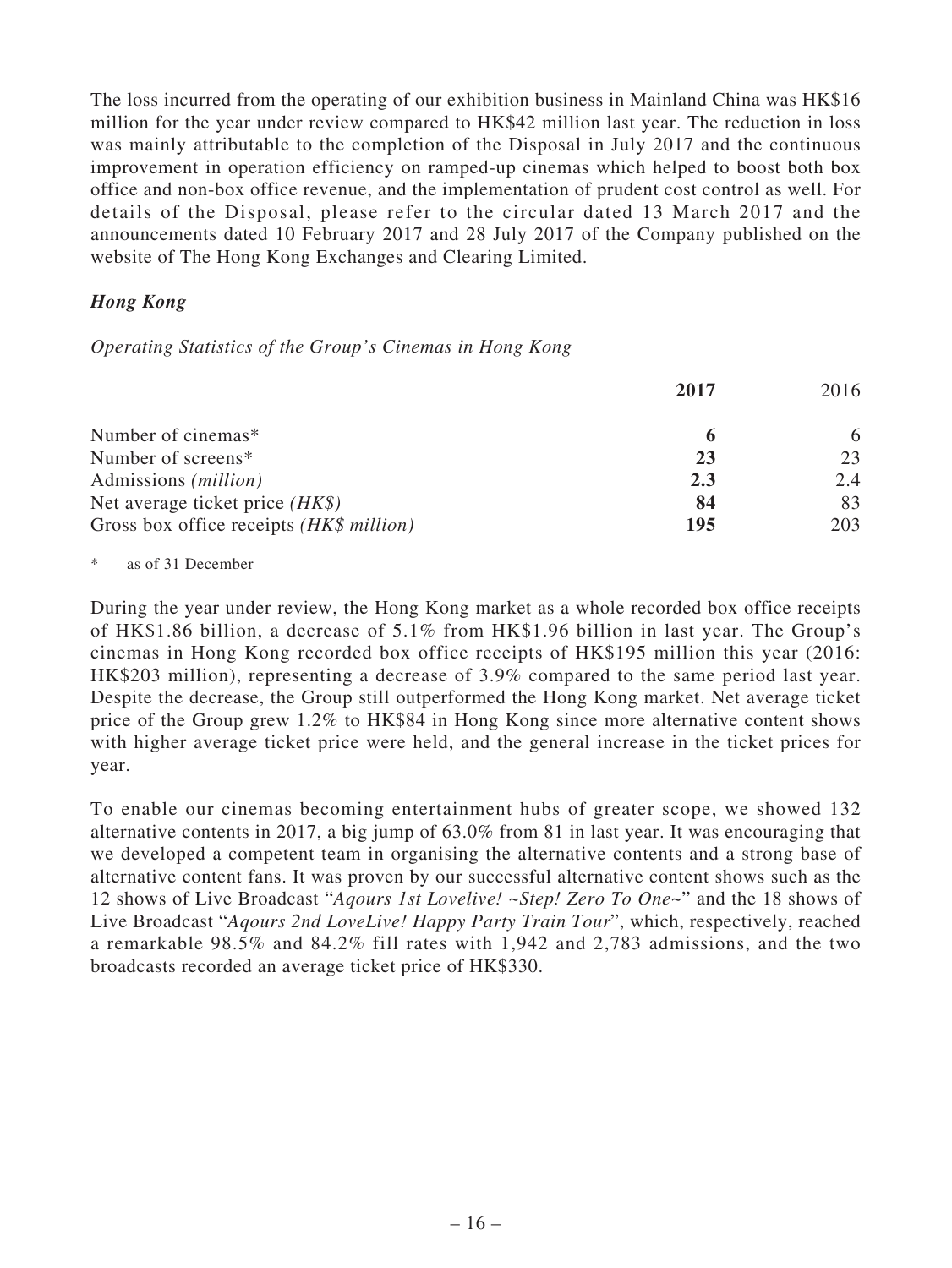The loss incurred from the operating of our exhibition business in Mainland China was HK$16 million for the year under review compared to HK$42 million last year. The reduction in loss was mainly attributable to the completion of the Disposal in July 2017 and the continuous improvement in operation efficiency on ramped-up cinemas which helped to boost both box office and non-box office revenue, and the implementation of prudent cost control as well. For details of the Disposal, please refer to the circular dated 13 March 2017 and the announcements dated 10 February 2017 and 28 July 2017 of the Company published on the website of The Hong Kong Exchanges and Clearing Limited.

### *Hong Kong*

*Operating Statistics of the Group's Cinemas in Hong Kong*

| | **2017** | 2016 |
|---|---|---|
| Number of cinemas* | **6** | 6 |
| Number of screens* | **23** | 23 |
| Admissions *(million)* | **2.3** | 2.4 |
| Net average ticket price *(HK$)* | **84** | 83 |
| Gross box office receipts *(HK$ million)* | **195** | 203 |

\* as of 31 December

During the year under review, the Hong Kong market as a whole recorded box office receipts of HK$1.86 billion, a decrease of 5.1% from HK$1.96 billion in last year. The Group's cinemas in Hong Kong recorded box office receipts of HK$195 million this year (2016: HK$203 million), representing a decrease of 3.9% compared to the same period last year. Despite the decrease, the Group still outperformed the Hong Kong market. Net average ticket price of the Group grew 1.2% to HK$84 in Hong Kong since more alternative content shows with higher average ticket price were held, and the general increase in the ticket prices for year.

To enable our cinemas becoming entertainment hubs of greater scope, we showed 132 alternative contents in 2017, a big jump of 63.0% from 81 in last year. It was encouraging that we developed a competent team in organising the alternative contents and a strong base of alternative content fans. It was proven by our successful alternative content shows such as the 12 shows of Live Broadcast "*Aqours 1st Lovelive! ~Step! Zero To One~*" and the 18 shows of Live Broadcast "*Aqours 2nd LoveLive! Happy Party Train Tour*", which, respectively, reached a remarkable 98.5% and 84.2% fill rates with 1,942 and 2,783 admissions, and the two broadcasts recorded an average ticket price of HK$330.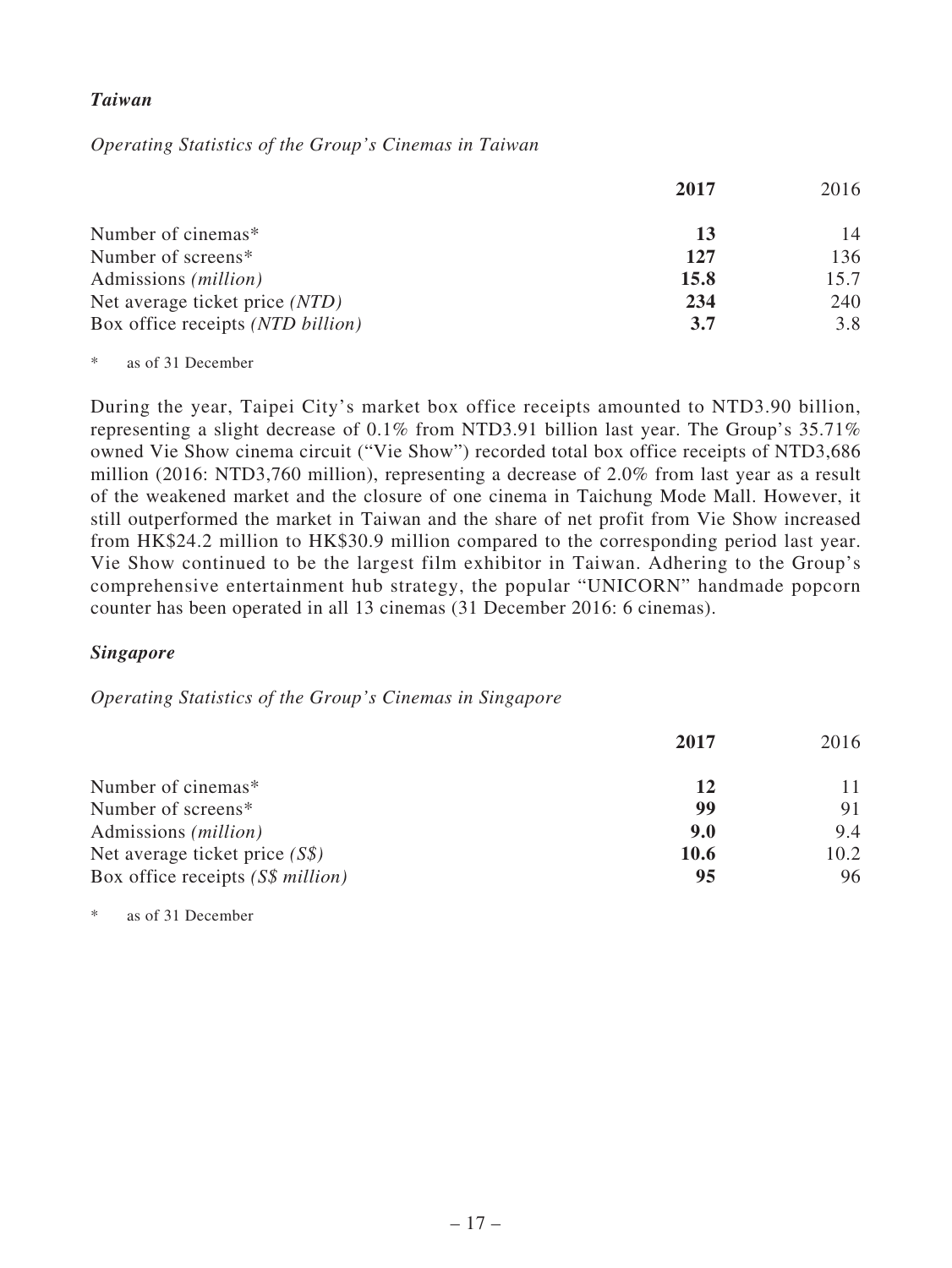***Taiwan***

*Operating Statistics of the Group's Cinemas in Taiwan*

| | **2017** | 2016 |
|---|---|---|
| Number of cinemas* | **13** | 14 |
| Number of screens* | **127** | 136 |
| Admissions *(million)* | **15.8** | 15.7 |
| Net average ticket price *(NTD)* | **234** | 240 |
| Box office receipts *(NTD billion)* | **3.7** | 3.8 |

\* as of 31 December

During the year, Taipei City's market box office receipts amounted to NTD3.90 billion, representing a slight decrease of 0.1% from NTD3.91 billion last year. The Group's 35.71% owned Vie Show cinema circuit ("Vie Show") recorded total box office receipts of NTD3,686 million (2016: NTD3,760 million), representing a decrease of 2.0% from last year as a result of the weakened market and the closure of one cinema in Taichung Mode Mall. However, it still outperformed the market in Taiwan and the share of net profit from Vie Show increased from HK$24.2 million to HK$30.9 million compared to the corresponding period last year. Vie Show continued to be the largest film exhibitor in Taiwan. Adhering to the Group's comprehensive entertainment hub strategy, the popular "UNICORN" handmade popcorn counter has been operated in all 13 cinemas (31 December 2016: 6 cinemas).

***Singapore***

*Operating Statistics of the Group's Cinemas in Singapore*

| | **2017** | 2016 |
|---|---|---|
| Number of cinemas* | **12** | 11 |
| Number of screens* | **99** | 91 |
| Admissions *(million)* | **9.0** | 9.4 |
| Net average ticket price *(S$)* | **10.6** | 10.2 |
| Box office receipts *(S$ million)* | **95** | 96 |

\* as of 31 December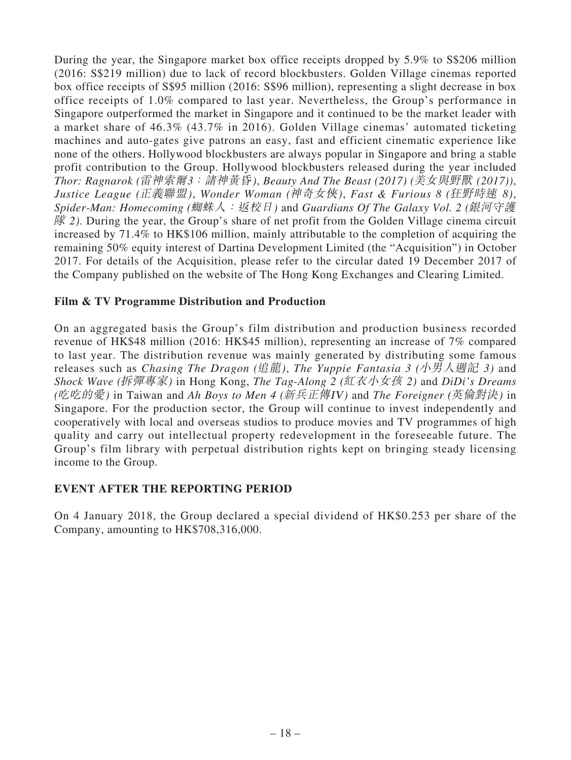During the year, the Singapore market box office receipts dropped by 5.9% to S$206 million (2016: S$219 million) due to lack of record blockbusters. Golden Village cinemas reported box office receipts of S$95 million (2016: S$96 million), representing a slight decrease in box office receipts of 1.0% compared to last year. Nevertheless, the Group's performance in Singapore outperformed the market in Singapore and it continued to be the market leader with a market share of 46.3% (43.7% in 2016). Golden Village cinemas' automated ticketing machines and auto-gates give patrons an easy, fast and efficient cinematic experience like none of the others. Hollywood blockbusters are always popular in Singapore and bring a stable profit contribution to the Group. Hollywood blockbusters released during the year included *Thor: Ragnarok (雷神索爾3：諸神黃昏)*, *Beauty And The Beast (2017) (美女與野獸 (2017))*, *Justice League (正義聯盟)*, *Wonder Woman (神奇女俠)*, *Fast & Furious 8 (狂野時速 8)*, *Spider-Man: Homecoming (蜘蛛人：返校日)* and *Guardians Of The Galaxy Vol. 2 (銀河守護隊 2)*. During the year, the Group's share of net profit from the Golden Village cinema circuit increased by 71.4% to HK$106 million, mainly attributable to the completion of acquiring the remaining 50% equity interest of Dartina Development Limited (the "Acquisition") in October 2017. For details of the Acquisition, please refer to the circular dated 19 December 2017 of the Company published on the website of The Hong Kong Exchanges and Clearing Limited.

### Film & TV Programme Distribution and Production

On an aggregated basis the Group's film distribution and production business recorded revenue of HK$48 million (2016: HK$45 million), representing an increase of 7% compared to last year. The distribution revenue was mainly generated by distributing some famous releases such as *Chasing The Dragon (追龍)*, *The Yuppie Fantasia 3 (小男人週記 3)* and *Shock Wave (拆彈專家)* in Hong Kong, *The Tag-Along 2 (紅衣小女孩 2)* and *DiDi's Dreams (吃吃的愛)* in Taiwan and *Ah Boys to Men 4 (新兵正傳IV)* and *The Foreigner (英倫對決)* in Singapore. For the production sector, the Group will continue to invest independently and cooperatively with local and overseas studios to produce movies and TV programmes of high quality and carry out intellectual property redevelopment in the foreseeable future. The Group's film library with perpetual distribution rights kept on bringing steady licensing income to the Group.

## EVENT AFTER THE REPORTING PERIOD

On 4 January 2018, the Group declared a special dividend of HK$0.253 per share of the Company, amounting to HK$708,316,000.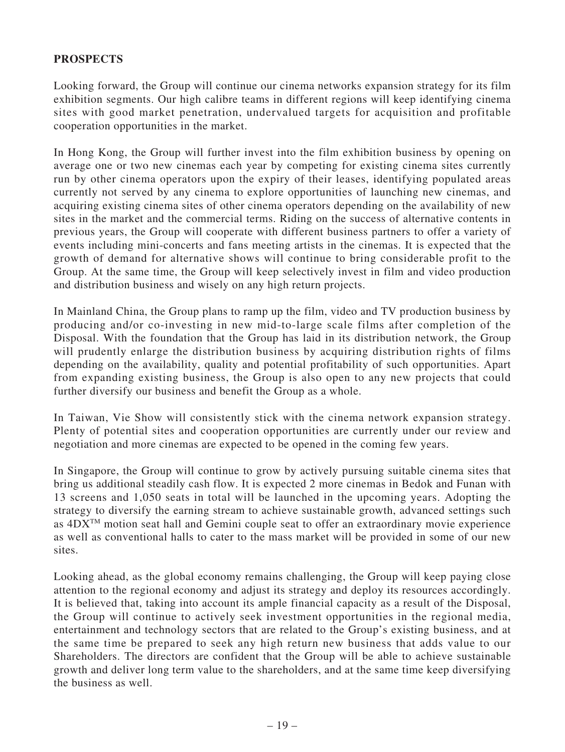## PROSPECTS

Looking forward, the Group will continue our cinema networks expansion strategy for its film exhibition segments. Our high calibre teams in different regions will keep identifying cinema sites with good market penetration, undervalued targets for acquisition and profitable cooperation opportunities in the market.

In Hong Kong, the Group will further invest into the film exhibition business by opening on average one or two new cinemas each year by competing for existing cinema sites currently run by other cinema operators upon the expiry of their leases, identifying populated areas currently not served by any cinema to explore opportunities of launching new cinemas, and acquiring existing cinema sites of other cinema operators depending on the availability of new sites in the market and the commercial terms. Riding on the success of alternative contents in previous years, the Group will cooperate with different business partners to offer a variety of events including mini-concerts and fans meeting artists in the cinemas. It is expected that the growth of demand for alternative shows will continue to bring considerable profit to the Group. At the same time, the Group will keep selectively invest in film and video production and distribution business and wisely on any high return projects.

In Mainland China, the Group plans to ramp up the film, video and TV production business by producing and/or co-investing in new mid-to-large scale films after completion of the Disposal. With the foundation that the Group has laid in its distribution network, the Group will prudently enlarge the distribution business by acquiring distribution rights of films depending on the availability, quality and potential profitability of such opportunities. Apart from expanding existing business, the Group is also open to any new projects that could further diversify our business and benefit the Group as a whole.

In Taiwan, Vie Show will consistently stick with the cinema network expansion strategy. Plenty of potential sites and cooperation opportunities are currently under our review and negotiation and more cinemas are expected to be opened in the coming few years.

In Singapore, the Group will continue to grow by actively pursuing suitable cinema sites that bring us additional steadily cash flow. It is expected 2 more cinemas in Bedok and Funan with 13 screens and 1,050 seats in total will be launched in the upcoming years. Adopting the strategy to diversify the earning stream to achieve sustainable growth, advanced settings such as 4DX™ motion seat hall and Gemini couple seat to offer an extraordinary movie experience as well as conventional halls to cater to the mass market will be provided in some of our new sites.

Looking ahead, as the global economy remains challenging, the Group will keep paying close attention to the regional economy and adjust its strategy and deploy its resources accordingly. It is believed that, taking into account its ample financial capacity as a result of the Disposal, the Group will continue to actively seek investment opportunities in the regional media, entertainment and technology sectors that are related to the Group's existing business, and at the same time be prepared to seek any high return new business that adds value to our Shareholders. The directors are confident that the Group will be able to achieve sustainable growth and deliver long term value to the shareholders, and at the same time keep diversifying the business as well.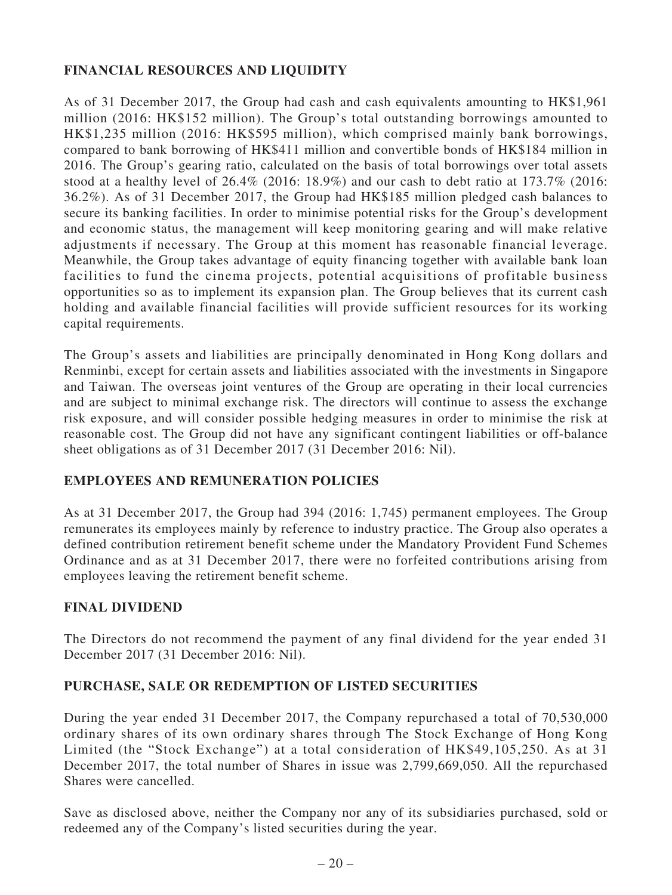## FINANCIAL RESOURCES AND LIQUIDITY

As of 31 December 2017, the Group had cash and cash equivalents amounting to HK$1,961 million (2016: HK$152 million). The Group's total outstanding borrowings amounted to HK$1,235 million (2016: HK$595 million), which comprised mainly bank borrowings, compared to bank borrowing of HK$411 million and convertible bonds of HK$184 million in 2016. The Group's gearing ratio, calculated on the basis of total borrowings over total assets stood at a healthy level of 26.4% (2016: 18.9%) and our cash to debt ratio at 173.7% (2016: 36.2%). As of 31 December 2017, the Group had HK$185 million pledged cash balances to secure its banking facilities. In order to minimise potential risks for the Group's development and economic status, the management will keep monitoring gearing and will make relative adjustments if necessary. The Group at this moment has reasonable financial leverage. Meanwhile, the Group takes advantage of equity financing together with available bank loan facilities to fund the cinema projects, potential acquisitions of profitable business opportunities so as to implement its expansion plan. The Group believes that its current cash holding and available financial facilities will provide sufficient resources for its working capital requirements.

The Group's assets and liabilities are principally denominated in Hong Kong dollars and Renminbi, except for certain assets and liabilities associated with the investments in Singapore and Taiwan. The overseas joint ventures of the Group are operating in their local currencies and are subject to minimal exchange risk. The directors will continue to assess the exchange risk exposure, and will consider possible hedging measures in order to minimise the risk at reasonable cost. The Group did not have any significant contingent liabilities or off-balance sheet obligations as of 31 December 2017 (31 December 2016: Nil).

## EMPLOYEES AND REMUNERATION POLICIES

As at 31 December 2017, the Group had 394 (2016: 1,745) permanent employees. The Group remunerates its employees mainly by reference to industry practice. The Group also operates a defined contribution retirement benefit scheme under the Mandatory Provident Fund Schemes Ordinance and as at 31 December 2017, there were no forfeited contributions arising from employees leaving the retirement benefit scheme.

## FINAL DIVIDEND

The Directors do not recommend the payment of any final dividend for the year ended 31 December 2017 (31 December 2016: Nil).

## PURCHASE, SALE OR REDEMPTION OF LISTED SECURITIES

During the year ended 31 December 2017, the Company repurchased a total of 70,530,000 ordinary shares of its own ordinary shares through The Stock Exchange of Hong Kong Limited (the "Stock Exchange") at a total consideration of HK$49,105,250. As at 31 December 2017, the total number of Shares in issue was 2,799,669,050. All the repurchased Shares were cancelled.

Save as disclosed above, neither the Company nor any of its subsidiaries purchased, sold or redeemed any of the Company's listed securities during the year.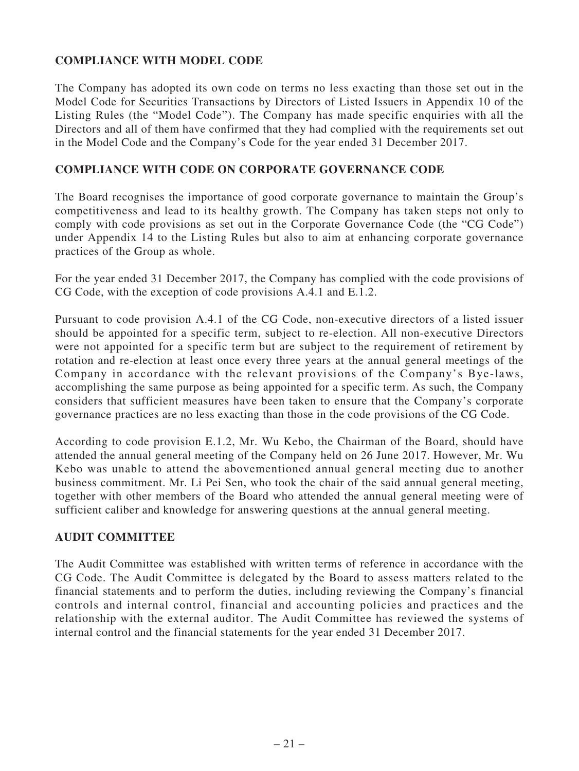## COMPLIANCE WITH MODEL CODE

The Company has adopted its own code on terms no less exacting than those set out in the Model Code for Securities Transactions by Directors of Listed Issuers in Appendix 10 of the Listing Rules (the "Model Code"). The Company has made specific enquiries with all the Directors and all of them have confirmed that they had complied with the requirements set out in the Model Code and the Company's Code for the year ended 31 December 2017.

## COMPLIANCE WITH CODE ON CORPORATE GOVERNANCE CODE

The Board recognises the importance of good corporate governance to maintain the Group's competitiveness and lead to its healthy growth. The Company has taken steps not only to comply with code provisions as set out in the Corporate Governance Code (the "CG Code") under Appendix 14 to the Listing Rules but also to aim at enhancing corporate governance practices of the Group as whole.

For the year ended 31 December 2017, the Company has complied with the code provisions of CG Code, with the exception of code provisions A.4.1 and E.1.2.

Pursuant to code provision A.4.1 of the CG Code, non-executive directors of a listed issuer should be appointed for a specific term, subject to re-election. All non-executive Directors were not appointed for a specific term but are subject to the requirement of retirement by rotation and re-election at least once every three years at the annual general meetings of the Company in accordance with the relevant provisions of the Company's Bye-laws, accomplishing the same purpose as being appointed for a specific term. As such, the Company considers that sufficient measures have been taken to ensure that the Company's corporate governance practices are no less exacting than those in the code provisions of the CG Code.

According to code provision E.1.2, Mr. Wu Kebo, the Chairman of the Board, should have attended the annual general meeting of the Company held on 26 June 2017. However, Mr. Wu Kebo was unable to attend the abovementioned annual general meeting due to another business commitment. Mr. Li Pei Sen, who took the chair of the said annual general meeting, together with other members of the Board who attended the annual general meeting were of sufficient caliber and knowledge for answering questions at the annual general meeting.

## AUDIT COMMITTEE

The Audit Committee was established with written terms of reference in accordance with the CG Code. The Audit Committee is delegated by the Board to assess matters related to the financial statements and to perform the duties, including reviewing the Company's financial controls and internal control, financial and accounting policies and practices and the relationship with the external auditor. The Audit Committee has reviewed the systems of internal control and the financial statements for the year ended 31 December 2017.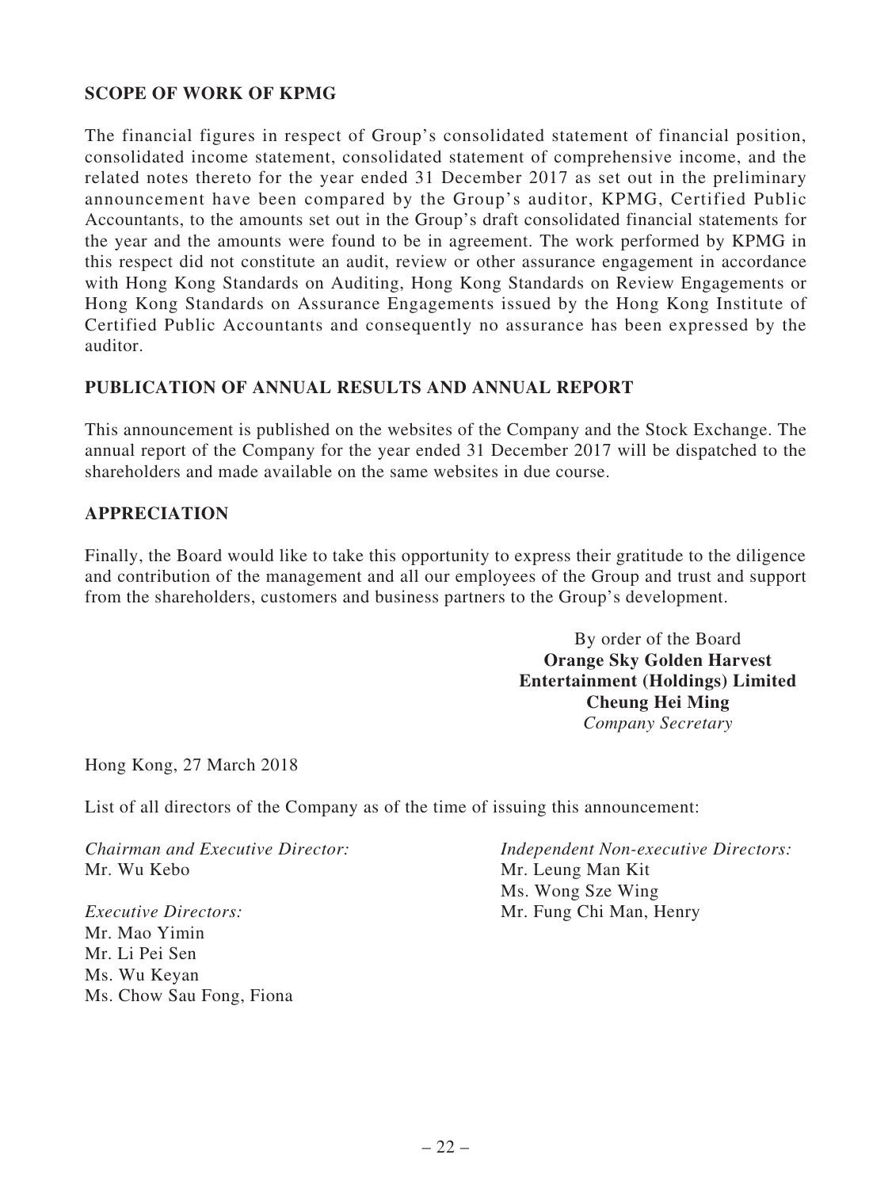## SCOPE OF WORK OF KPMG

The financial figures in respect of Group's consolidated statement of financial position, consolidated income statement, consolidated statement of comprehensive income, and the related notes thereto for the year ended 31 December 2017 as set out in the preliminary announcement have been compared by the Group's auditor, KPMG, Certified Public Accountants, to the amounts set out in the Group's draft consolidated financial statements for the year and the amounts were found to be in agreement. The work performed by KPMG in this respect did not constitute an audit, review or other assurance engagement in accordance with Hong Kong Standards on Auditing, Hong Kong Standards on Review Engagements or Hong Kong Standards on Assurance Engagements issued by the Hong Kong Institute of Certified Public Accountants and consequently no assurance has been expressed by the auditor.

## PUBLICATION OF ANNUAL RESULTS AND ANNUAL REPORT

This announcement is published on the websites of the Company and the Stock Exchange. The annual report of the Company for the year ended 31 December 2017 will be dispatched to the shareholders and made available on the same websites in due course.

## APPRECIATION

Finally, the Board would like to take this opportunity to express their gratitude to the diligence and contribution of the management and all our employees of the Group and trust and support from the shareholders, customers and business partners to the Group's development.

By order of the Board
**Orange Sky Golden Harvest Entertainment (Holdings) Limited**
**Cheung Hei Ming**
*Company Secretary*

Hong Kong, 27 March 2018

List of all directors of the Company as of the time of issuing this announcement:

*Chairman and Executive Director:*
Mr. Wu Kebo

*Executive Directors:*
Mr. Mao Yimin
Mr. Li Pei Sen
Ms. Wu Keyan
Ms. Chow Sau Fong, Fiona

*Independent Non-executive Directors:*
Mr. Leung Man Kit
Ms. Wong Sze Wing
Mr. Fung Chi Man, Henry